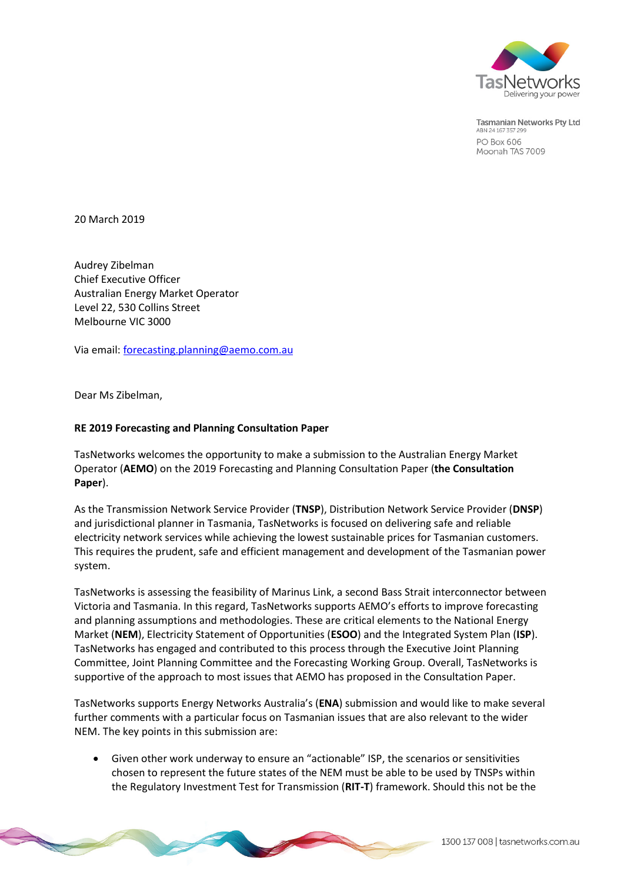TasNetworks
Delivering your power

Tasmanian Networks Pty Ltd
ABN 24 167 357 299
PO Box 606
Moonah TAS 7009

20 March 2019

Audrey Zibelman
Chief Executive Officer
Australian Energy Market Operator
Level 22, 530 Collins Street
Melbourne VIC 3000

Via email: forecasting.planning@aemo.com.au

Dear Ms Zibelman,

**RE 2019 Forecasting and Planning Consultation Paper**

TasNetworks welcomes the opportunity to make a submission to the Australian Energy Market Operator (**AEMO**) on the 2019 Forecasting and Planning Consultation Paper (**the Consultation Paper**).

As the Transmission Network Service Provider (**TNSP**), Distribution Network Service Provider (**DNSP**) and jurisdictional planner in Tasmania, TasNetworks is focused on delivering safe and reliable electricity network services while achieving the lowest sustainable prices for Tasmanian customers. This requires the prudent, safe and efficient management and development of the Tasmanian power system.

TasNetworks is assessing the feasibility of Marinus Link, a second Bass Strait interconnector between Victoria and Tasmania. In this regard, TasNetworks supports AEMO's efforts to improve forecasting and planning assumptions and methodologies. These are critical elements to the National Energy Market (**NEM**), Electricity Statement of Opportunities (**ESOO**) and the Integrated System Plan (**ISP**). TasNetworks has engaged and contributed to this process through the Executive Joint Planning Committee, Joint Planning Committee and the Forecasting Working Group. Overall, TasNetworks is supportive of the approach to most issues that AEMO has proposed in the Consultation Paper.

TasNetworks supports Energy Networks Australia's (**ENA**) submission and would like to make several further comments with a particular focus on Tasmanian issues that are also relevant to the wider NEM. The key points in this submission are:

- Given other work underway to ensure an "actionable" ISP, the scenarios or sensitivities chosen to represent the future states of the NEM must be able to be used by TNSPs within the Regulatory Investment Test for Transmission (**RIT-T**) framework. Should this not be the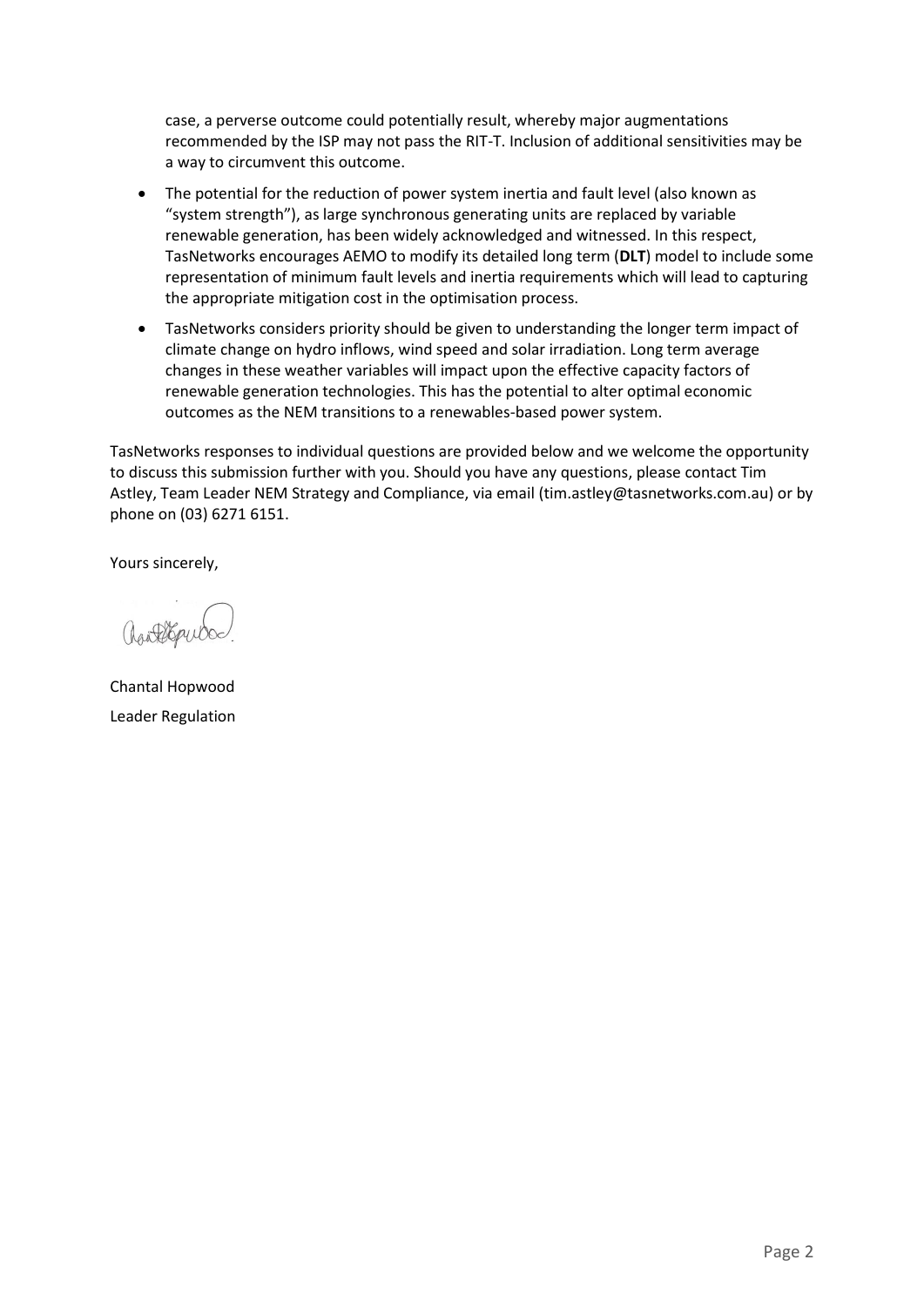case, a perverse outcome could potentially result, whereby major augmentations recommended by the ISP may not pass the RIT-T. Inclusion of additional sensitivities may be a way to circumvent this outcome.

- The potential for the reduction of power system inertia and fault level (also known as "system strength"), as large synchronous generating units are replaced by variable renewable generation, has been widely acknowledged and witnessed. In this respect, TasNetworks encourages AEMO to modify its detailed long term (**DLT**) model to include some representation of minimum fault levels and inertia requirements which will lead to capturing the appropriate mitigation cost in the optimisation process.
- TasNetworks considers priority should be given to understanding the longer term impact of climate change on hydro inflows, wind speed and solar irradiation. Long term average changes in these weather variables will impact upon the effective capacity factors of renewable generation technologies. This has the potential to alter optimal economic outcomes as the NEM transitions to a renewables-based power system.

TasNetworks responses to individual questions are provided below and we welcome the opportunity to discuss this submission further with you. Should you have any questions, please contact Tim Astley, Team Leader NEM Strategy and Compliance, via email (tim.astley@tasnetworks.com.au) or by phone on (03) 6271 6151.

Yours sincerely,

Chantal Hopwood
Leader Regulation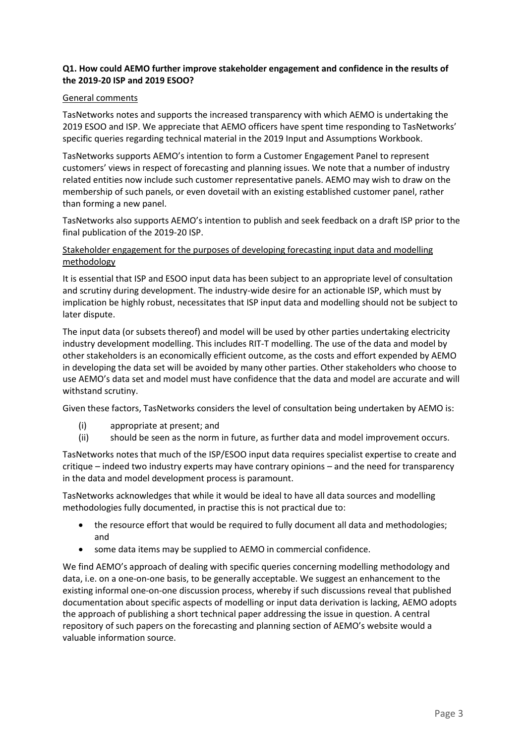**Q1. How could AEMO further improve stakeholder engagement and confidence in the results of the 2019-20 ISP and 2019 ESOO?**

General comments

TasNetworks notes and supports the increased transparency with which AEMO is undertaking the 2019 ESOO and ISP. We appreciate that AEMO officers have spent time responding to TasNetworks' specific queries regarding technical material in the 2019 Input and Assumptions Workbook.

TasNetworks supports AEMO's intention to form a Customer Engagement Panel to represent customers' views in respect of forecasting and planning issues. We note that a number of industry related entities now include such customer representative panels. AEMO may wish to draw on the membership of such panels, or even dovetail with an existing established customer panel, rather than forming a new panel.

TasNetworks also supports AEMO's intention to publish and seek feedback on a draft ISP prior to the final publication of the 2019-20 ISP.

Stakeholder engagement for the purposes of developing forecasting input data and modelling methodology

It is essential that ISP and ESOO input data has been subject to an appropriate level of consultation and scrutiny during development. The industry-wide desire for an actionable ISP, which must by implication be highly robust, necessitates that ISP input data and modelling should not be subject to later dispute.

The input data (or subsets thereof) and model will be used by other parties undertaking electricity industry development modelling. This includes RIT-T modelling. The use of the data and model by other stakeholders is an economically efficient outcome, as the costs and effort expended by AEMO in developing the data set will be avoided by many other parties. Other stakeholders who choose to use AEMO's data set and model must have confidence that the data and model are accurate and will withstand scrutiny.

Given these factors, TasNetworks considers the level of consultation being undertaken by AEMO is:

(i) appropriate at present; and
(ii) should be seen as the norm in future, as further data and model improvement occurs.

TasNetworks notes that much of the ISP/ESOO input data requires specialist expertise to create and critique – indeed two industry experts may have contrary opinions – and the need for transparency in the data and model development process is paramount.

TasNetworks acknowledges that while it would be ideal to have all data sources and modelling methodologies fully documented, in practise this is not practical due to:

- the resource effort that would be required to fully document all data and methodologies; and
- some data items may be supplied to AEMO in commercial confidence.

We find AEMO's approach of dealing with specific queries concerning modelling methodology and data, i.e. on a one-on-one basis, to be generally acceptable. We suggest an enhancement to the existing informal one-on-one discussion process, whereby if such discussions reveal that published documentation about specific aspects of modelling or input data derivation is lacking, AEMO adopts the approach of publishing a short technical paper addressing the issue in question. A central repository of such papers on the forecasting and planning section of AEMO's website would a valuable information source.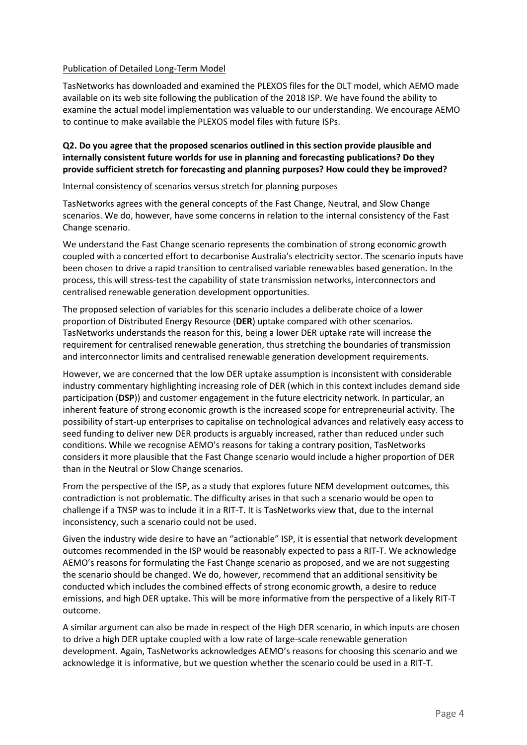Publication of Detailed Long-Term Model

TasNetworks has downloaded and examined the PLEXOS files for the DLT model, which AEMO made available on its web site following the publication of the 2018 ISP. We have found the ability to examine the actual model implementation was valuable to our understanding. We encourage AEMO to continue to make available the PLEXOS model files with future ISPs.

**Q2. Do you agree that the proposed scenarios outlined in this section provide plausible and internally consistent future worlds for use in planning and forecasting publications? Do they provide sufficient stretch for forecasting and planning purposes? How could they be improved?**

Internal consistency of scenarios versus stretch for planning purposes

TasNetworks agrees with the general concepts of the Fast Change, Neutral, and Slow Change scenarios. We do, however, have some concerns in relation to the internal consistency of the Fast Change scenario.

We understand the Fast Change scenario represents the combination of strong economic growth coupled with a concerted effort to decarbonise Australia's electricity sector. The scenario inputs have been chosen to drive a rapid transition to centralised variable renewables based generation. In the process, this will stress-test the capability of state transmission networks, interconnectors and centralised renewable generation development opportunities.

The proposed selection of variables for this scenario includes a deliberate choice of a lower proportion of Distributed Energy Resource (**DER**) uptake compared with other scenarios. TasNetworks understands the reason for this, being a lower DER uptake rate will increase the requirement for centralised renewable generation, thus stretching the boundaries of transmission and interconnector limits and centralised renewable generation development requirements.

However, we are concerned that the low DER uptake assumption is inconsistent with considerable industry commentary highlighting increasing role of DER (which in this context includes demand side participation (**DSP**)) and customer engagement in the future electricity network. In particular, an inherent feature of strong economic growth is the increased scope for entrepreneurial activity. The possibility of start-up enterprises to capitalise on technological advances and relatively easy access to seed funding to deliver new DER products is arguably increased, rather than reduced under such conditions. While we recognise AEMO's reasons for taking a contrary position, TasNetworks considers it more plausible that the Fast Change scenario would include a higher proportion of DER than in the Neutral or Slow Change scenarios.

From the perspective of the ISP, as a study that explores future NEM development outcomes, this contradiction is not problematic. The difficulty arises in that such a scenario would be open to challenge if a TNSP was to include it in a RIT-T. It is TasNetworks view that, due to the internal inconsistency, such a scenario could not be used.

Given the industry wide desire to have an "actionable" ISP, it is essential that network development outcomes recommended in the ISP would be reasonably expected to pass a RIT-T. We acknowledge AEMO's reasons for formulating the Fast Change scenario as proposed, and we are not suggesting the scenario should be changed. We do, however, recommend that an additional sensitivity be conducted which includes the combined effects of strong economic growth, a desire to reduce emissions, and high DER uptake. This will be more informative from the perspective of a likely RIT-T outcome.

A similar argument can also be made in respect of the High DER scenario, in which inputs are chosen to drive a high DER uptake coupled with a low rate of large-scale renewable generation development. Again, TasNetworks acknowledges AEMO's reasons for choosing this scenario and we acknowledge it is informative, but we question whether the scenario could be used in a RIT-T.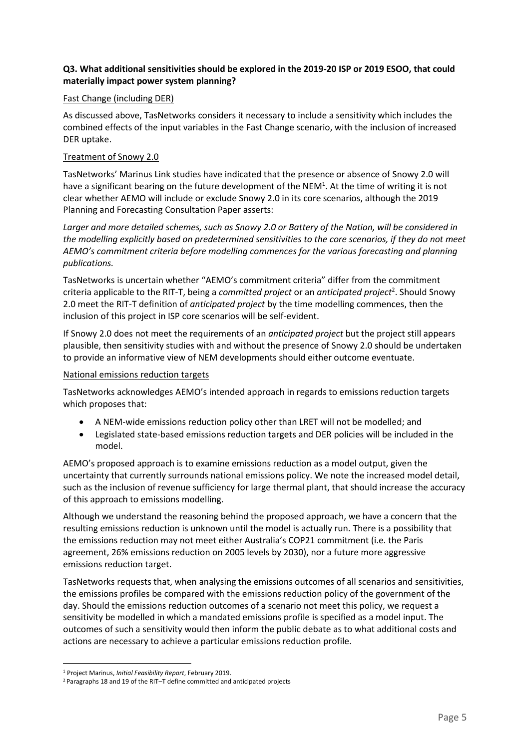**Q3. What additional sensitivities should be explored in the 2019-20 ISP or 2019 ESOO, that could materially impact power system planning?**

Fast Change (including DER)

As discussed above, TasNetworks considers it necessary to include a sensitivity which includes the combined effects of the input variables in the Fast Change scenario, with the inclusion of increased DER uptake.

Treatment of Snowy 2.0

TasNetworks' Marinus Link studies have indicated that the presence or absence of Snowy 2.0 will have a significant bearing on the future development of the NEM[1]. At the time of writing it is not clear whether AEMO will include or exclude Snowy 2.0 in its core scenarios, although the 2019 Planning and Forecasting Consultation Paper asserts:

*Larger and more detailed schemes, such as Snowy 2.0 or Battery of the Nation, will be considered in the modelling explicitly based on predetermined sensitivities to the core scenarios, if they do not meet AEMO's commitment criteria before modelling commences for the various forecasting and planning publications.*

TasNetworks is uncertain whether "AEMO's commitment criteria" differ from the commitment criteria applicable to the RIT-T, being a *committed project* or an *anticipated project*[2]. Should Snowy 2.0 meet the RIT-T definition of *anticipated project* by the time modelling commences, then the inclusion of this project in ISP core scenarios will be self-evident.

If Snowy 2.0 does not meet the requirements of an *anticipated project* but the project still appears plausible, then sensitivity studies with and without the presence of Snowy 2.0 should be undertaken to provide an informative view of NEM developments should either outcome eventuate.

National emissions reduction targets

TasNetworks acknowledges AEMO's intended approach in regards to emissions reduction targets which proposes that:

- A NEM-wide emissions reduction policy other than LRET will not be modelled; and
- Legislated state-based emissions reduction targets and DER policies will be included in the model.

AEMO's proposed approach is to examine emissions reduction as a model output, given the uncertainty that currently surrounds national emissions policy. We note the increased model detail, such as the inclusion of revenue sufficiency for large thermal plant, that should increase the accuracy of this approach to emissions modelling.

Although we understand the reasoning behind the proposed approach, we have a concern that the resulting emissions reduction is unknown until the model is actually run. There is a possibility that the emissions reduction may not meet either Australia's COP21 commitment (i.e. the Paris agreement, 26% emissions reduction on 2005 levels by 2030), nor a future more aggressive emissions reduction target.

TasNetworks requests that, when analysing the emissions outcomes of all scenarios and sensitivities, the emissions profiles be compared with the emissions reduction policy of the government of the day. Should the emissions reduction outcomes of a scenario not meet this policy, we request a sensitivity be modelled in which a mandated emissions profile is specified as a model input. The outcomes of such a sensitivity would then inform the public debate as to what additional costs and actions are necessary to achieve a particular emissions reduction profile.

---

[1] Project Marinus, *Initial Feasibility Report*, February 2019.

[2] Paragraphs 18 and 19 of the RIT–T define committed and anticipated projects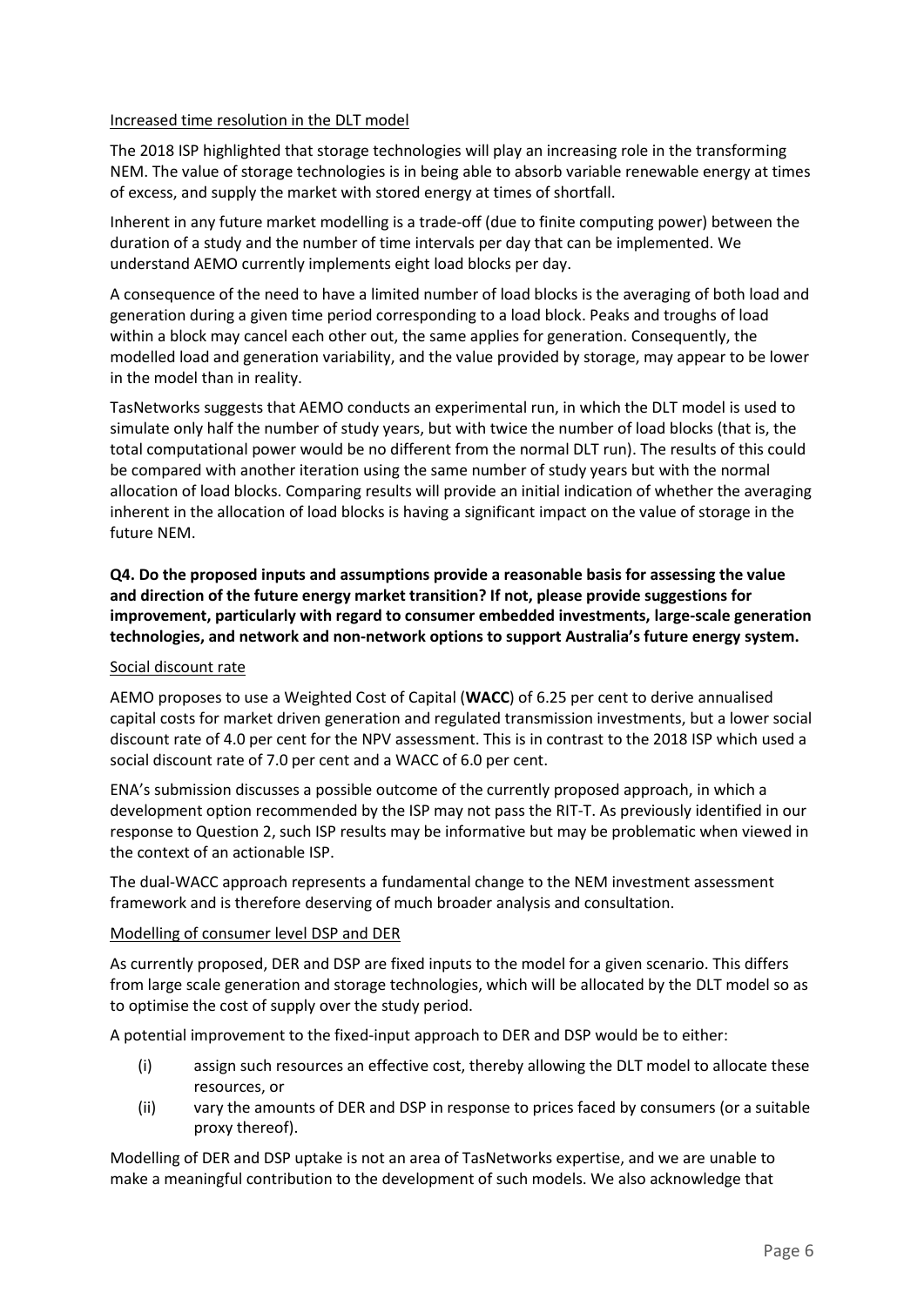Increased time resolution in the DLT model

The 2018 ISP highlighted that storage technologies will play an increasing role in the transforming NEM. The value of storage technologies is in being able to absorb variable renewable energy at times of excess, and supply the market with stored energy at times of shortfall.

Inherent in any future market modelling is a trade-off (due to finite computing power) between the duration of a study and the number of time intervals per day that can be implemented. We understand AEMO currently implements eight load blocks per day.

A consequence of the need to have a limited number of load blocks is the averaging of both load and generation during a given time period corresponding to a load block. Peaks and troughs of load within a block may cancel each other out, the same applies for generation. Consequently, the modelled load and generation variability, and the value provided by storage, may appear to be lower in the model than in reality.

TasNetworks suggests that AEMO conducts an experimental run, in which the DLT model is used to simulate only half the number of study years, but with twice the number of load blocks (that is, the total computational power would be no different from the normal DLT run). The results of this could be compared with another iteration using the same number of study years but with the normal allocation of load blocks. Comparing results will provide an initial indication of whether the averaging inherent in the allocation of load blocks is having a significant impact on the value of storage in the future NEM.

**Q4. Do the proposed inputs and assumptions provide a reasonable basis for assessing the value and direction of the future energy market transition? If not, please provide suggestions for improvement, particularly with regard to consumer embedded investments, large-scale generation technologies, and network and non-network options to support Australia's future energy system.**

Social discount rate

AEMO proposes to use a Weighted Cost of Capital (**WACC**) of 6.25 per cent to derive annualised capital costs for market driven generation and regulated transmission investments, but a lower social discount rate of 4.0 per cent for the NPV assessment. This is in contrast to the 2018 ISP which used a social discount rate of 7.0 per cent and a WACC of 6.0 per cent.

ENA's submission discusses a possible outcome of the currently proposed approach, in which a development option recommended by the ISP may not pass the RIT-T. As previously identified in our response to Question 2, such ISP results may be informative but may be problematic when viewed in the context of an actionable ISP.

The dual-WACC approach represents a fundamental change to the NEM investment assessment framework and is therefore deserving of much broader analysis and consultation.

Modelling of consumer level DSP and DER

As currently proposed, DER and DSP are fixed inputs to the model for a given scenario. This differs from large scale generation and storage technologies, which will be allocated by the DLT model so as to optimise the cost of supply over the study period.

A potential improvement to the fixed-input approach to DER and DSP would be to either:

(i) assign such resources an effective cost, thereby allowing the DLT model to allocate these resources, or

(ii) vary the amounts of DER and DSP in response to prices faced by consumers (or a suitable proxy thereof).

Modelling of DER and DSP uptake is not an area of TasNetworks expertise, and we are unable to make a meaningful contribution to the development of such models. We also acknowledge that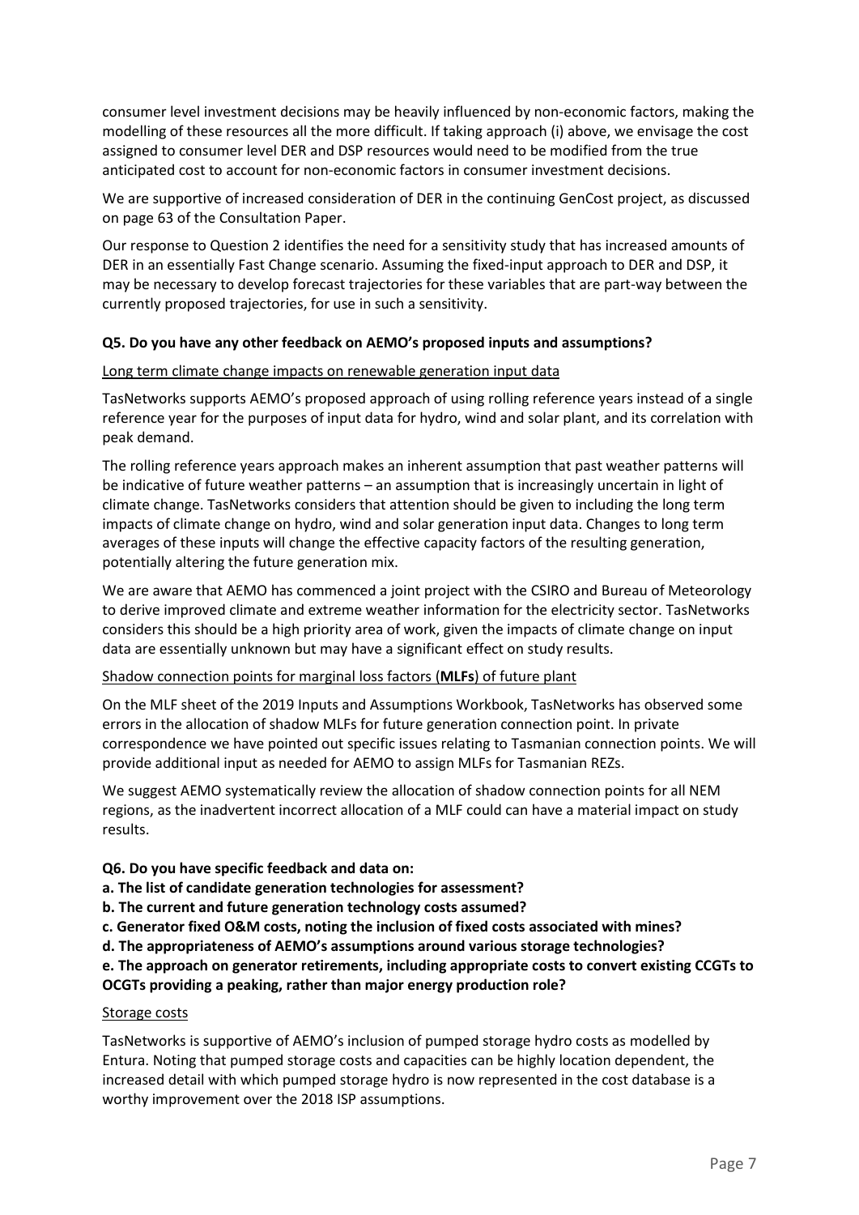consumer level investment decisions may be heavily influenced by non-economic factors, making the modelling of these resources all the more difficult. If taking approach (i) above, we envisage the cost assigned to consumer level DER and DSP resources would need to be modified from the true anticipated cost to account for non-economic factors in consumer investment decisions.

We are supportive of increased consideration of DER in the continuing GenCost project, as discussed on page 63 of the Consultation Paper.

Our response to Question 2 identifies the need for a sensitivity study that has increased amounts of DER in an essentially Fast Change scenario. Assuming the fixed-input approach to DER and DSP, it may be necessary to develop forecast trajectories for these variables that are part-way between the currently proposed trajectories, for use in such a sensitivity.

### Q5. Do you have any other feedback on AEMO's proposed inputs and assumptions?

Long term climate change impacts on renewable generation input data

TasNetworks supports AEMO's proposed approach of using rolling reference years instead of a single reference year for the purposes of input data for hydro, wind and solar plant, and its correlation with peak demand.

The rolling reference years approach makes an inherent assumption that past weather patterns will be indicative of future weather patterns – an assumption that is increasingly uncertain in light of climate change. TasNetworks considers that attention should be given to including the long term impacts of climate change on hydro, wind and solar generation input data. Changes to long term averages of these inputs will change the effective capacity factors of the resulting generation, potentially altering the future generation mix.

We are aware that AEMO has commenced a joint project with the CSIRO and Bureau of Meteorology to derive improved climate and extreme weather information for the electricity sector. TasNetworks considers this should be a high priority area of work, given the impacts of climate change on input data are essentially unknown but may have a significant effect on study results.

Shadow connection points for marginal loss factors (**MLFs**) of future plant

On the MLF sheet of the 2019 Inputs and Assumptions Workbook, TasNetworks has observed some errors in the allocation of shadow MLFs for future generation connection point. In private correspondence we have pointed out specific issues relating to Tasmanian connection points. We will provide additional input as needed for AEMO to assign MLFs for Tasmanian REZs.

We suggest AEMO systematically review the allocation of shadow connection points for all NEM regions, as the inadvertent incorrect allocation of a MLF could can have a material impact on study results.

### Q6. Do you have specific feedback and data on:

**a. The list of candidate generation technologies for assessment?**

**b. The current and future generation technology costs assumed?**

**c. Generator fixed O&M costs, noting the inclusion of fixed costs associated with mines?**

**d. The appropriateness of AEMO's assumptions around various storage technologies?**

**e. The approach on generator retirements, including appropriate costs to convert existing CCGTs to OCGTs providing a peaking, rather than major energy production role?**

Storage costs

TasNetworks is supportive of AEMO's inclusion of pumped storage hydro costs as modelled by Entura. Noting that pumped storage costs and capacities can be highly location dependent, the increased detail with which pumped storage hydro is now represented in the cost database is a worthy improvement over the 2018 ISP assumptions.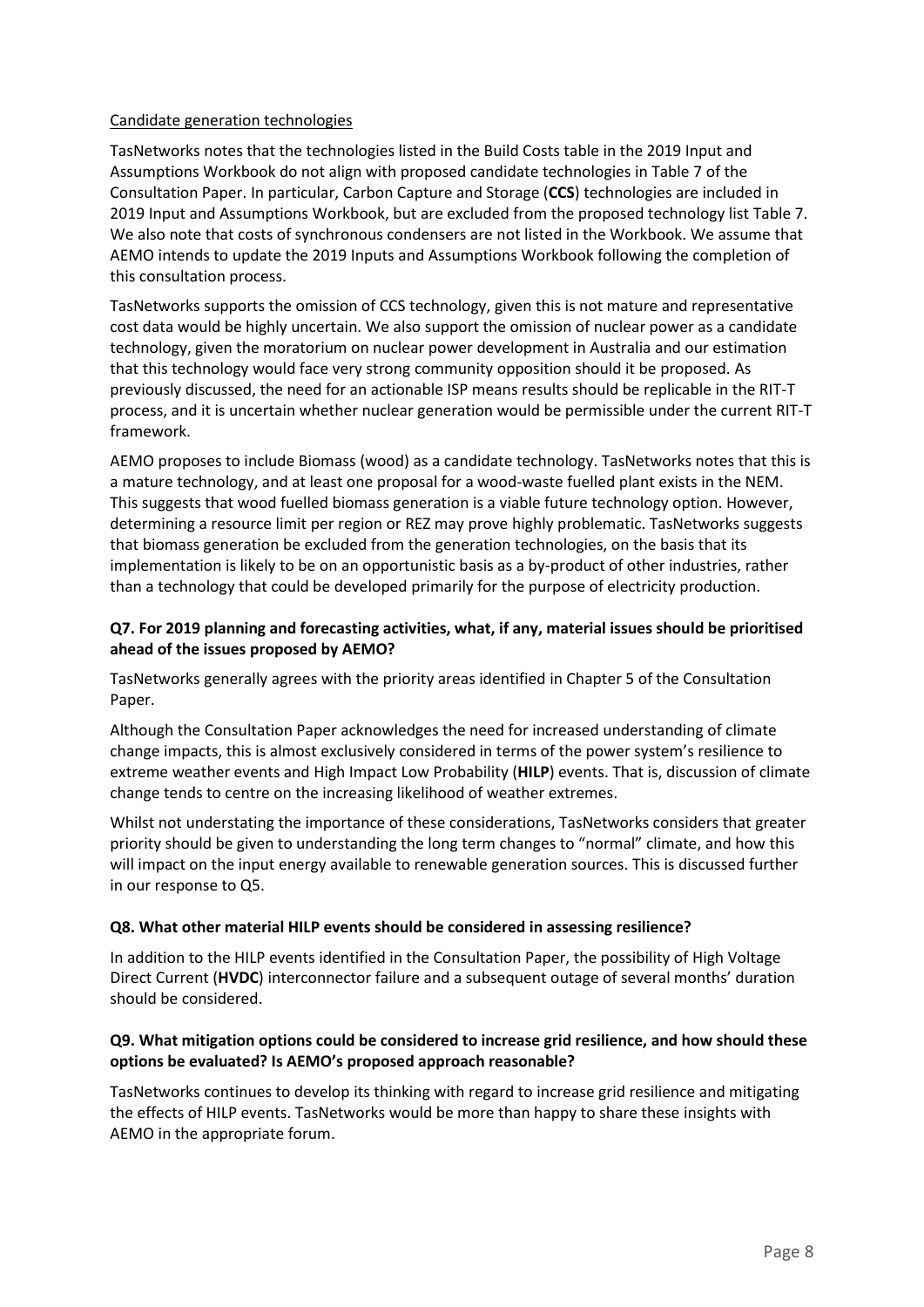Candidate generation technologies

TasNetworks notes that the technologies listed in the Build Costs table in the 2019 Input and Assumptions Workbook do not align with proposed candidate technologies in Table 7 of the Consultation Paper. In particular, Carbon Capture and Storage (**CCS**) technologies are included in 2019 Input and Assumptions Workbook, but are excluded from the proposed technology list Table 7. We also note that costs of synchronous condensers are not listed in the Workbook. We assume that AEMO intends to update the 2019 Inputs and Assumptions Workbook following the completion of this consultation process.

TasNetworks supports the omission of CCS technology, given this is not mature and representative cost data would be highly uncertain. We also support the omission of nuclear power as a candidate technology, given the moratorium on nuclear power development in Australia and our estimation that this technology would face very strong community opposition should it be proposed. As previously discussed, the need for an actionable ISP means results should be replicable in the RIT-T process, and it is uncertain whether nuclear generation would be permissible under the current RIT-T framework.

AEMO proposes to include Biomass (wood) as a candidate technology. TasNetworks notes that this is a mature technology, and at least one proposal for a wood-waste fuelled plant exists in the NEM. This suggests that wood fuelled biomass generation is a viable future technology option. However, determining a resource limit per region or REZ may prove highly problematic. TasNetworks suggests that biomass generation be excluded from the generation technologies, on the basis that its implementation is likely to be on an opportunistic basis as a by-product of other industries, rather than a technology that could be developed primarily for the purpose of electricity production.

### Q7. For 2019 planning and forecasting activities, what, if any, material issues should be prioritised ahead of the issues proposed by AEMO?

TasNetworks generally agrees with the priority areas identified in Chapter 5 of the Consultation Paper.

Although the Consultation Paper acknowledges the need for increased understanding of climate change impacts, this is almost exclusively considered in terms of the power system's resilience to extreme weather events and High Impact Low Probability (**HILP**) events. That is, discussion of climate change tends to centre on the increasing likelihood of weather extremes.

Whilst not understating the importance of these considerations, TasNetworks considers that greater priority should be given to understanding the long term changes to "normal" climate, and how this will impact on the input energy available to renewable generation sources. This is discussed further in our response to Q5.

### Q8. What other material HILP events should be considered in assessing resilience?

In addition to the HILP events identified in the Consultation Paper, the possibility of High Voltage Direct Current (**HVDC**) interconnector failure and a subsequent outage of several months' duration should be considered.

### Q9. What mitigation options could be considered to increase grid resilience, and how should these options be evaluated? Is AEMO's proposed approach reasonable?

TasNetworks continues to develop its thinking with regard to increase grid resilience and mitigating the effects of HILP events. TasNetworks would be more than happy to share these insights with AEMO in the appropriate forum.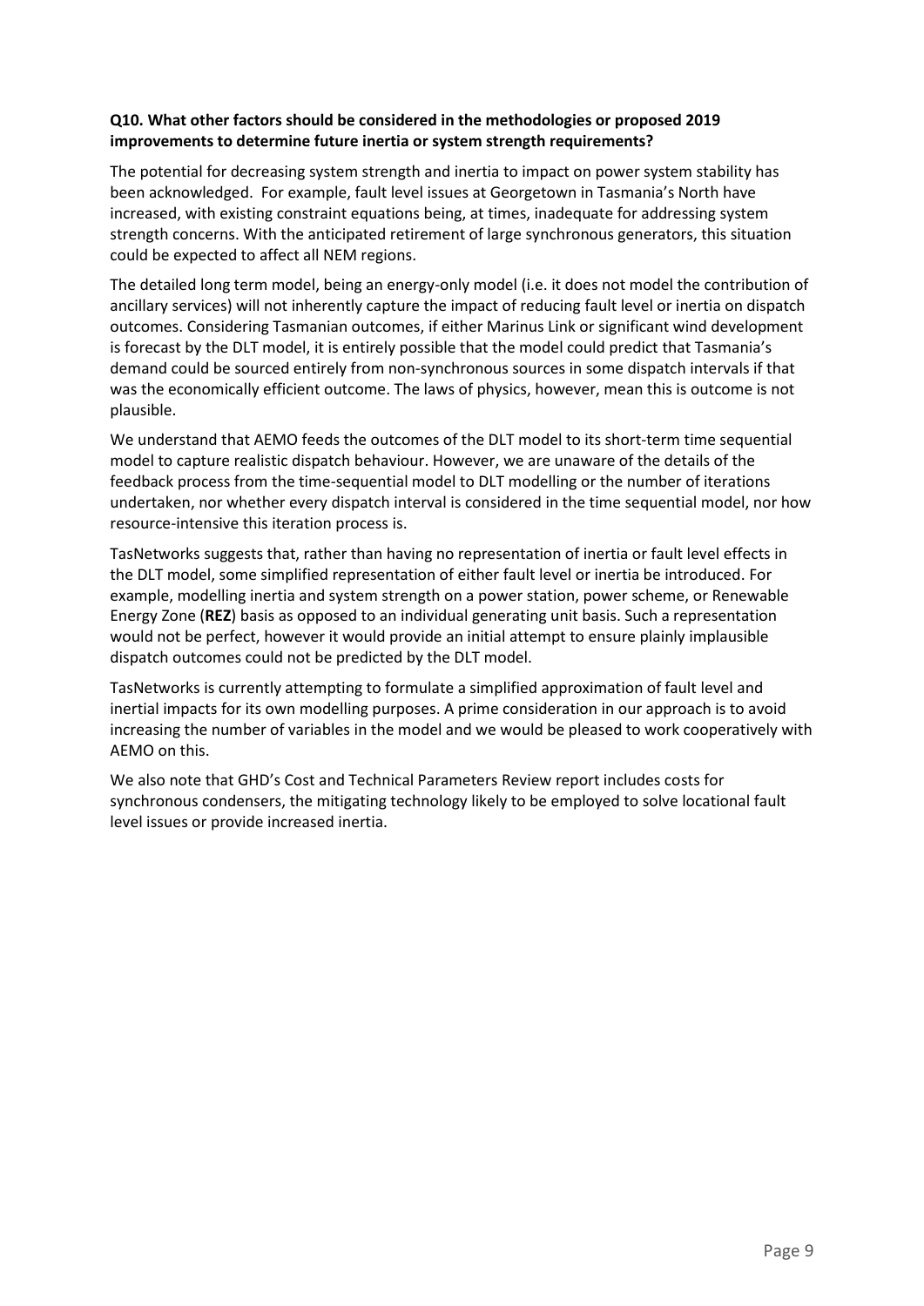**Q10. What other factors should be considered in the methodologies or proposed 2019 improvements to determine future inertia or system strength requirements?**

The potential for decreasing system strength and inertia to impact on power system stability has been acknowledged. For example, fault level issues at Georgetown in Tasmania's North have increased, with existing constraint equations being, at times, inadequate for addressing system strength concerns. With the anticipated retirement of large synchronous generators, this situation could be expected to affect all NEM regions.

The detailed long term model, being an energy-only model (i.e. it does not model the contribution of ancillary services) will not inherently capture the impact of reducing fault level or inertia on dispatch outcomes. Considering Tasmanian outcomes, if either Marinus Link or significant wind development is forecast by the DLT model, it is entirely possible that the model could predict that Tasmania's demand could be sourced entirely from non-synchronous sources in some dispatch intervals if that was the economically efficient outcome. The laws of physics, however, mean this is outcome is not plausible.

We understand that AEMO feeds the outcomes of the DLT model to its short-term time sequential model to capture realistic dispatch behaviour. However, we are unaware of the details of the feedback process from the time-sequential model to DLT modelling or the number of iterations undertaken, nor whether every dispatch interval is considered in the time sequential model, nor how resource-intensive this iteration process is.

TasNetworks suggests that, rather than having no representation of inertia or fault level effects in the DLT model, some simplified representation of either fault level or inertia be introduced. For example, modelling inertia and system strength on a power station, power scheme, or Renewable Energy Zone (**REZ**) basis as opposed to an individual generating unit basis. Such a representation would not be perfect, however it would provide an initial attempt to ensure plainly implausible dispatch outcomes could not be predicted by the DLT model.

TasNetworks is currently attempting to formulate a simplified approximation of fault level and inertial impacts for its own modelling purposes. A prime consideration in our approach is to avoid increasing the number of variables in the model and we would be pleased to work cooperatively with AEMO on this.

We also note that GHD's Cost and Technical Parameters Review report includes costs for synchronous condensers, the mitigating technology likely to be employed to solve locational fault level issues or provide increased inertia.